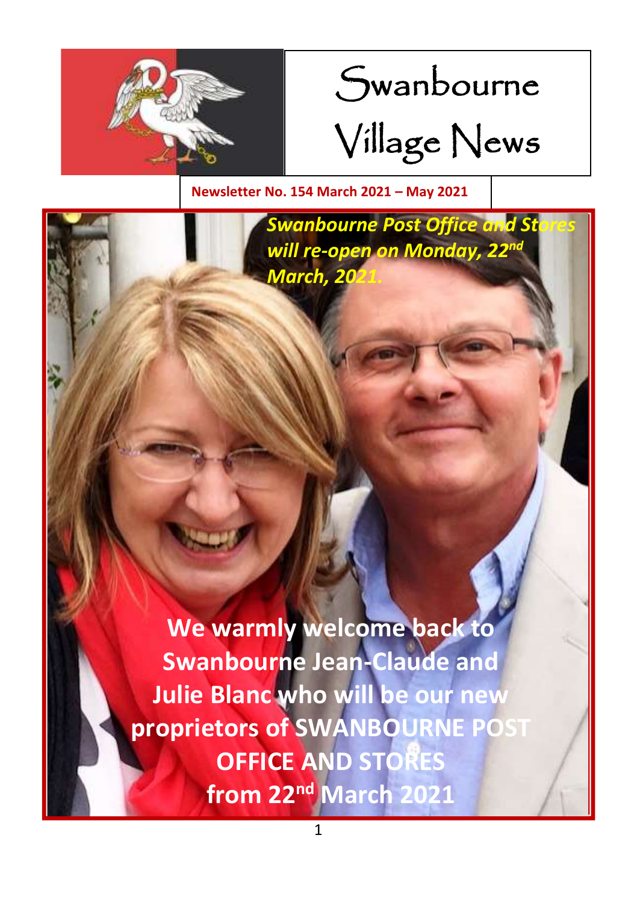# Swanbourne Village News

**Newsletter No. 154 March 2021 – May 2021**

***Swanbourne Post Office and Stores will re-open on Monday, 22nd March, 2021.***

**We warmly welcome back to Swanbourne Jean-Claude and Julie Blanc who will be our new proprietors of SWANBOURNE POST OFFICE AND STORES from 22nd March 2021**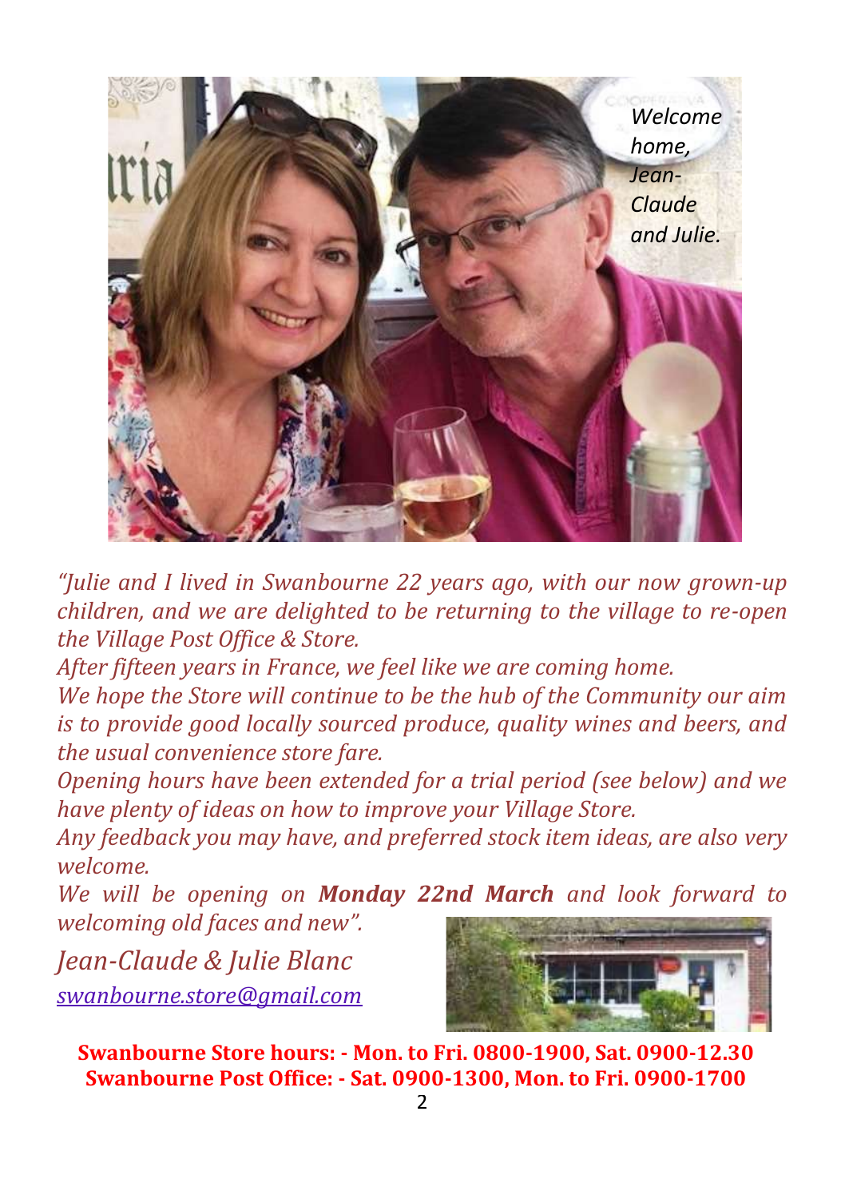*Welcome home, Jean-Claude and Julie.*

*"Julie and I lived in Swanbourne 22 years ago, with our now grown-up children, and we are delighted to be returning to the village to re-open the Village Post Office & Store.*

*After fifteen years in France, we feel like we are coming home.*

*We hope the Store will continue to be the hub of the Community our aim is to provide good locally sourced produce, quality wines and beers, and the usual convenience store fare.*

*Opening hours have been extended for a trial period (see below) and we have plenty of ideas on how to improve your Village Store.*

*Any feedback you may have, and preferred stock item ideas, are also very welcome.*

*We will be opening on* ***Monday 22nd March*** *and look forward to welcoming old faces and new".*

*Jean-Claude & Julie Blanc*

swanbourne.store@gmail.com

**Swanbourne Store hours: - Mon. to Fri. 0800-1900, Sat. 0900-12.30**
**Swanbourne Post Office: - Sat. 0900-1300, Mon. to Fri. 0900-1700**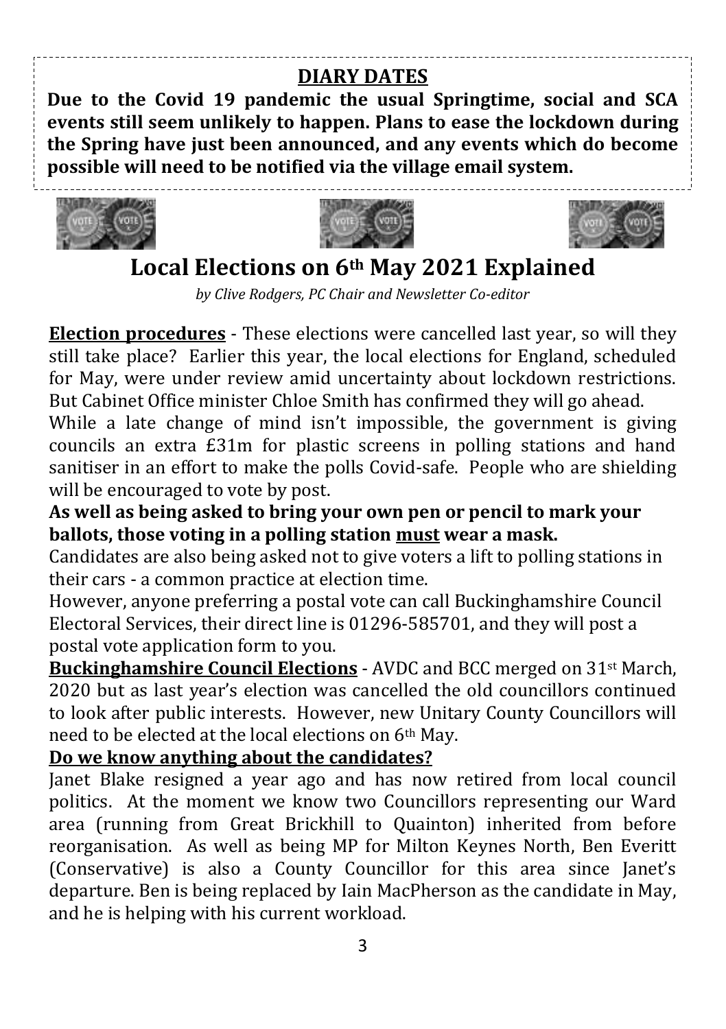## DIARY DATES

**Due to the Covid 19 pandemic the usual Springtime, social and SCA events still seem unlikely to happen. Plans to ease the lockdown during the Spring have just been announced, and any events which do become possible will need to be notified via the village email system.**

# Local Elections on 6th May 2021 Explained

*by Clive Rodgers, PC Chair and Newsletter Co-editor*

**Election procedures** - These elections were cancelled last year, so will they still take place? Earlier this year, the local elections for England, scheduled for May, were under review amid uncertainty about lockdown restrictions. But Cabinet Office minister Chloe Smith has confirmed they will go ahead.

While a late change of mind isn't impossible, the government is giving councils an extra £31m for plastic screens in polling stations and hand sanitiser in an effort to make the polls Covid-safe. People who are shielding will be encouraged to vote by post.

**As well as being asked to bring your own pen or pencil to mark your ballots, those voting in a polling station must wear a mask.**

Candidates are also being asked not to give voters a lift to polling stations in their cars - a common practice at election time.

However, anyone preferring a postal vote can call Buckinghamshire Council Electoral Services, their direct line is 01296-585701, and they will post a postal vote application form to you.

**Buckinghamshire Council Elections** - AVDC and BCC merged on 31st March, 2020 but as last year's election was cancelled the old councillors continued to look after public interests. However, new Unitary County Councillors will need to be elected at the local elections on 6th May.

**Do we know anything about the candidates?**

Janet Blake resigned a year ago and has now retired from local council politics. At the moment we know two Councillors representing our Ward area (running from Great Brickhill to Quainton) inherited from before reorganisation. As well as being MP for Milton Keynes North, Ben Everitt (Conservative) is also a County Councillor for this area since Janet's departure. Ben is being replaced by Iain MacPherson as the candidate in May, and he is helping with his current workload.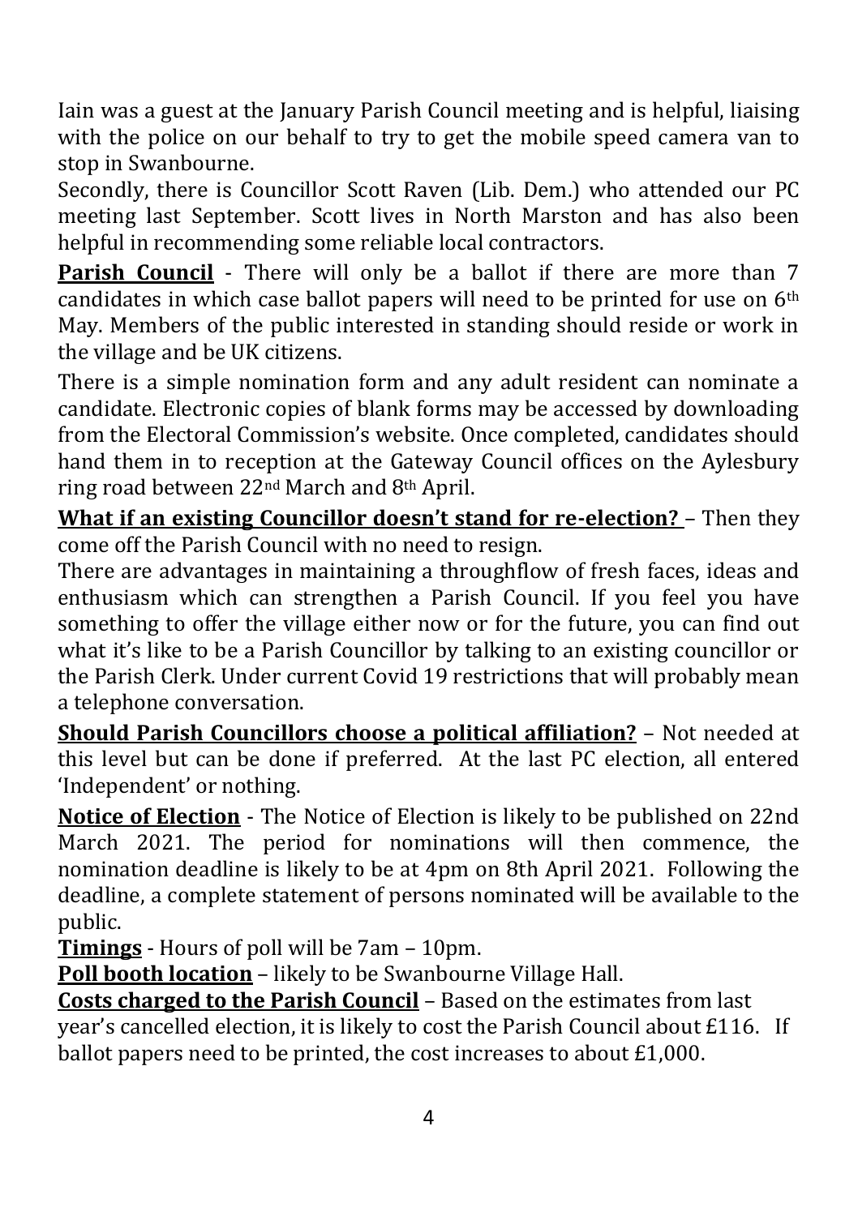Iain was a guest at the January Parish Council meeting and is helpful, liaising with the police on our behalf to try to get the mobile speed camera van to stop in Swanbourne.

Secondly, there is Councillor Scott Raven (Lib. Dem.) who attended our PC meeting last September. Scott lives in North Marston and has also been helpful in recommending some reliable local contractors.

**Parish Council** - There will only be a ballot if there are more than 7 candidates in which case ballot papers will need to be printed for use on 6th May. Members of the public interested in standing should reside or work in the village and be UK citizens.

There is a simple nomination form and any adult resident can nominate a candidate. Electronic copies of blank forms may be accessed by downloading from the Electoral Commission's website. Once completed, candidates should hand them in to reception at the Gateway Council offices on the Aylesbury ring road between 22nd March and 8th April.

**What if an existing Councillor doesn't stand for re-election?** – Then they come off the Parish Council with no need to resign.

There are advantages in maintaining a throughflow of fresh faces, ideas and enthusiasm which can strengthen a Parish Council. If you feel you have something to offer the village either now or for the future, you can find out what it's like to be a Parish Councillor by talking to an existing councillor or the Parish Clerk. Under current Covid 19 restrictions that will probably mean a telephone conversation.

**Should Parish Councillors choose a political affiliation?** – Not needed at this level but can be done if preferred. At the last PC election, all entered 'Independent' or nothing.

**Notice of Election** - The Notice of Election is likely to be published on 22nd March 2021. The period for nominations will then commence, the nomination deadline is likely to be at 4pm on 8th April 2021. Following the deadline, a complete statement of persons nominated will be available to the public.

**Timings** - Hours of poll will be 7am – 10pm.

**Poll booth location** – likely to be Swanbourne Village Hall.

**Costs charged to the Parish Council** – Based on the estimates from last year's cancelled election, it is likely to cost the Parish Council about £116. If ballot papers need to be printed, the cost increases to about £1,000.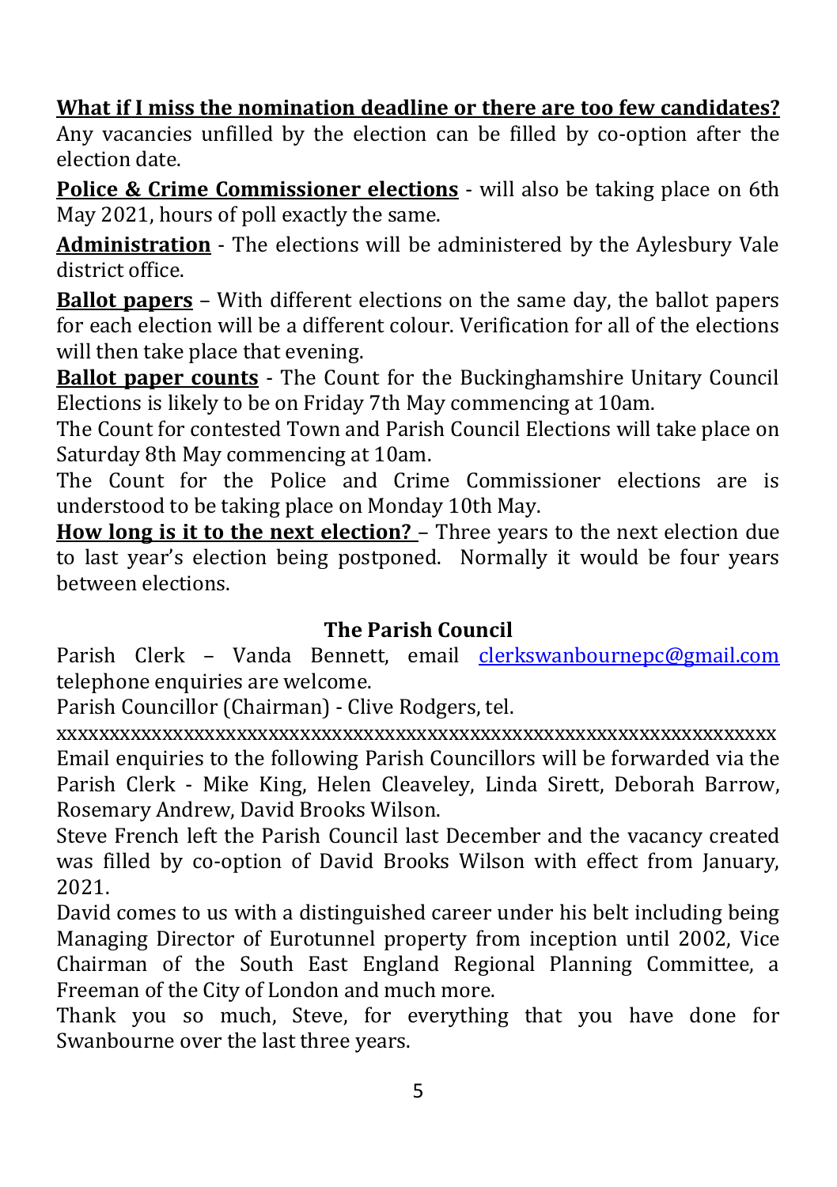**What if I miss the nomination deadline or there are too few candidates?**
Any vacancies unfilled by the election can be filled by co-option after the election date.

**Police & Crime Commissioner elections** - will also be taking place on 6th May 2021, hours of poll exactly the same.

**Administration** - The elections will be administered by the Aylesbury Vale district office.

**Ballot papers** – With different elections on the same day, the ballot papers for each election will be a different colour. Verification for all of the elections will then take place that evening.

**Ballot paper counts** - The Count for the Buckinghamshire Unitary Council Elections is likely to be on Friday 7th May commencing at 10am.

The Count for contested Town and Parish Council Elections will take place on Saturday 8th May commencing at 10am.

The Count for the Police and Crime Commissioner elections are is understood to be taking place on Monday 10th May.

**How long is it to the next election?** – Three years to the next election due to last year's election being postponed. Normally it would be four years between elections.

## The Parish Council

Parish Clerk – Vanda Bennett, email clerkswanbournepc@gmail.com telephone enquiries are welcome.

Parish Councillor (Chairman) - Clive Rodgers, tel.

xxxxxxxxxxxxxxxxxxxxxxxxxxxxxxxxxxxxxxxxxxxxxxxxxxxxxxxxxxxxxxxxxxxxxx

Email enquiries to the following Parish Councillors will be forwarded via the Parish Clerk - Mike King, Helen Cleaveley, Linda Sirett, Deborah Barrow, Rosemary Andrew, David Brooks Wilson.

Steve French left the Parish Council last December and the vacancy created was filled by co-option of David Brooks Wilson with effect from January, 2021.

David comes to us with a distinguished career under his belt including being Managing Director of Eurotunnel property from inception until 2002, Vice Chairman of the South East England Regional Planning Committee, a Freeman of the City of London and much more.

Thank you so much, Steve, for everything that you have done for Swanbourne over the last three years.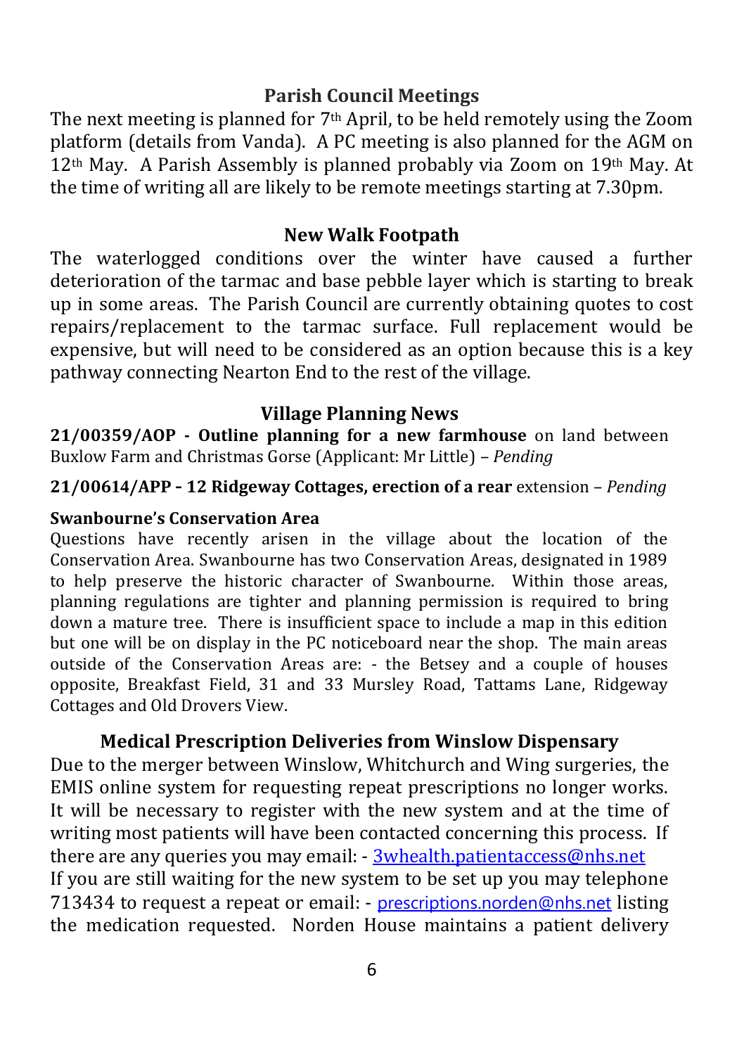## Parish Council Meetings

The next meeting is planned for 7th April, to be held remotely using the Zoom platform (details from Vanda). A PC meeting is also planned for the AGM on 12th May. A Parish Assembly is planned probably via Zoom on 19th May. At the time of writing all are likely to be remote meetings starting at 7.30pm.

## New Walk Footpath

The waterlogged conditions over the winter have caused a further deterioration of the tarmac and base pebble layer which is starting to break up in some areas. The Parish Council are currently obtaining quotes to cost repairs/replacement to the tarmac surface. Full replacement would be expensive, but will need to be considered as an option because this is a key pathway connecting Nearton End to the rest of the village.

## Village Planning News

**21/00359/AOP - Outline planning for a new farmhouse** on land between Buxlow Farm and Christmas Gorse (Applicant: Mr Little) – *Pending*

**21/00614/APP - 12 Ridgeway Cottages, erection of a rear** extension – *Pending*

**Swanbourne's Conservation Area**

Questions have recently arisen in the village about the location of the Conservation Area. Swanbourne has two Conservation Areas, designated in 1989 to help preserve the historic character of Swanbourne. Within those areas, planning regulations are tighter and planning permission is required to bring down a mature tree. There is insufficient space to include a map in this edition but one will be on display in the PC noticeboard near the shop. The main areas outside of the Conservation Areas are: - the Betsey and a couple of houses opposite, Breakfast Field, 31 and 33 Mursley Road, Tattams Lane, Ridgeway Cottages and Old Drovers View.

## Medical Prescription Deliveries from Winslow Dispensary

Due to the merger between Winslow, Whitchurch and Wing surgeries, the EMIS online system for requesting repeat prescriptions no longer works. It will be necessary to register with the new system and at the time of writing most patients will have been contacted concerning this process. If there are any queries you may email: - 3whealth.patientaccess@nhs.net

If you are still waiting for the new system to be set up you may telephone 713434 to request a repeat or email: - prescriptions.norden@nhs.net listing the medication requested. Norden House maintains a patient delivery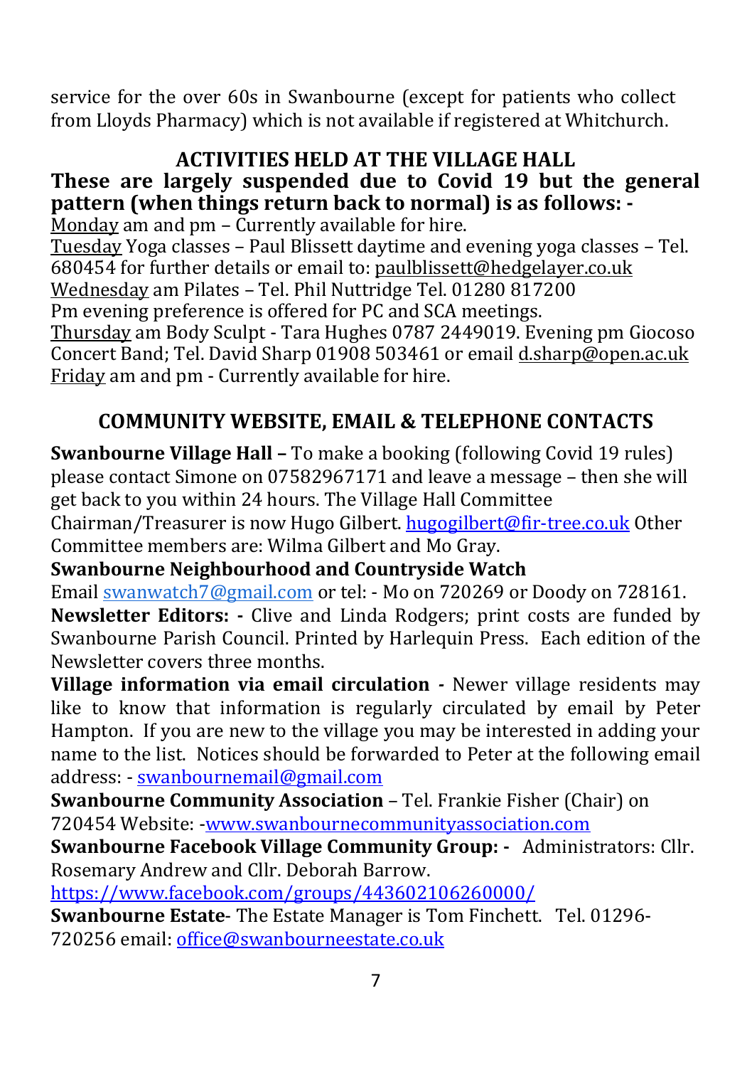service for the over 60s in Swanbourne (except for patients who collect from Lloyds Pharmacy) which is not available if registered at Whitchurch.

## ACTIVITIES HELD AT THE VILLAGE HALL

**These are largely suspended due to Covid 19 but the general pattern (when things return back to normal) is as follows: -**

Monday am and pm – Currently available for hire.
Tuesday Yoga classes – Paul Blissett daytime and evening yoga classes – Tel. 680454 for further details or email to: paulblissett@hedgelayer.co.uk
Wednesday am Pilates – Tel. Phil Nuttridge Tel. 01280 817200
Pm evening preference is offered for PC and SCA meetings.
Thursday am Body Sculpt - Tara Hughes 0787 2449019. Evening pm Giocoso Concert Band; Tel. David Sharp 01908 503461 or email d.sharp@open.ac.uk
Friday am and pm - Currently available for hire.

## COMMUNITY WEBSITE, EMAIL & TELEPHONE CONTACTS

**Swanbourne Village Hall –** To make a booking (following Covid 19 rules) please contact Simone on 07582967171 and leave a message – then she will get back to you within 24 hours. The Village Hall Committee Chairman/Treasurer is now Hugo Gilbert. hugogilbert@fir-tree.co.uk Other Committee members are: Wilma Gilbert and Mo Gray.

**Swanbourne Neighbourhood and Countryside Watch**
Email swanwatch7@gmail.com or tel: - Mo on 720269 or Doody on 728161.

**Newsletter Editors: -** Clive and Linda Rodgers; print costs are funded by Swanbourne Parish Council. Printed by Harlequin Press. Each edition of the Newsletter covers three months.

**Village information via email circulation -** Newer village residents may like to know that information is regularly circulated by email by Peter Hampton. If you are new to the village you may be interested in adding your name to the list. Notices should be forwarded to Peter at the following email address: - swanbournemail@gmail.com

**Swanbourne Community Association** – Tel. Frankie Fisher (Chair) on 720454 Website: -www.swanbournecommunityassociation.com

**Swanbourne Facebook Village Community Group: -** Administrators: Cllr. Rosemary Andrew and Cllr. Deborah Barrow.
https://www.facebook.com/groups/443602106260000/

**Swanbourne Estate**- The Estate Manager is Tom Finchett. Tel. 01296-720256 email: office@swanbourneestate.co.uk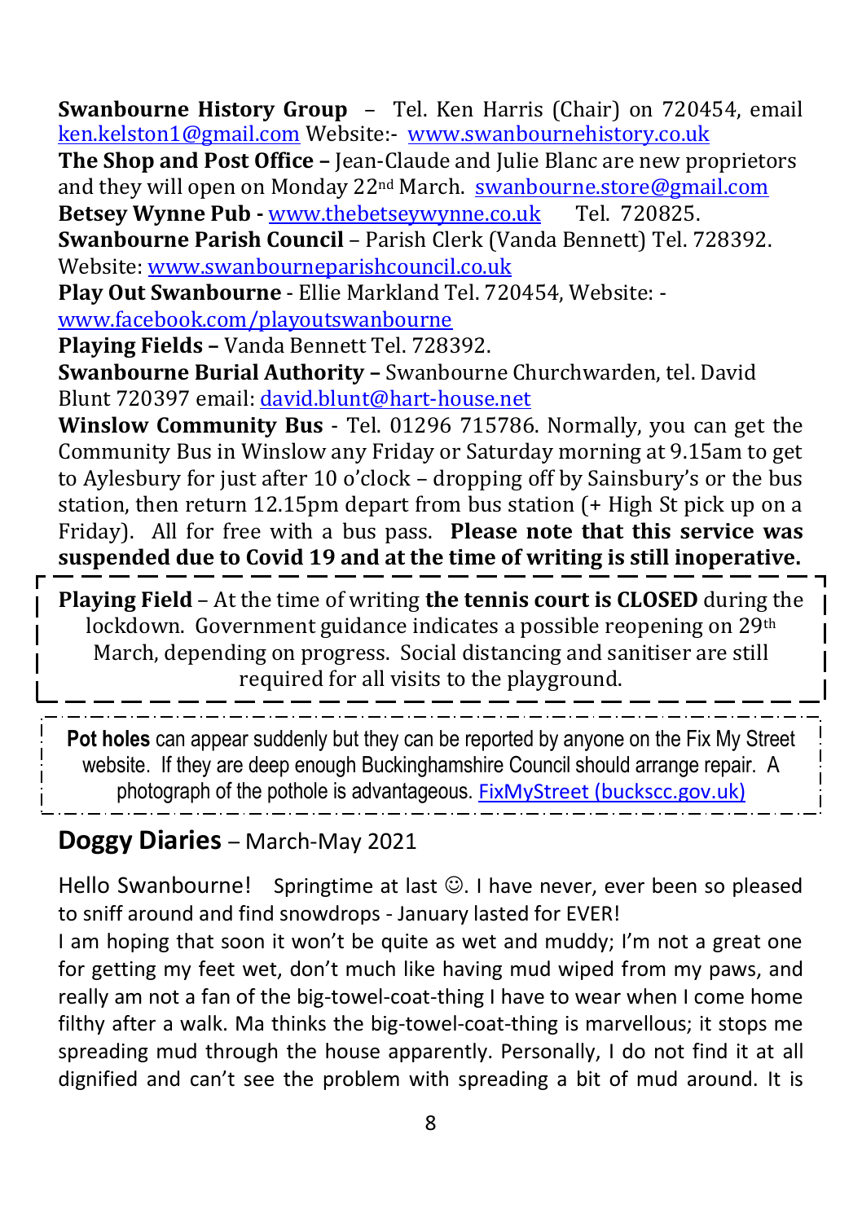**Swanbourne History Group** – Tel. Ken Harris (Chair) on 720454, email ken.kelston1@gmail.com Website:- www.swanbournehistory.co.uk

**The Shop and Post Office –** Jean-Claude and Julie Blanc are new proprietors and they will open on Monday 22nd March. swanbourne.store@gmail.com

**Betsey Wynne Pub -** www.thebetseywynne.co.uk Tel. 720825.

**Swanbourne Parish Council** – Parish Clerk (Vanda Bennett) Tel. 728392. Website: www.swanbourneparishcouncil.co.uk

**Play Out Swanbourne** - Ellie Markland Tel. 720454, Website: - www.facebook.com/playoutswanbourne

**Playing Fields –** Vanda Bennett Tel. 728392.

**Swanbourne Burial Authority –** Swanbourne Churchwarden, tel. David Blunt 720397 email: david.blunt@hart-house.net

**Winslow Community Bus** - Tel. 01296 715786. Normally, you can get the Community Bus in Winslow any Friday or Saturday morning at 9.15am to get to Aylesbury for just after 10 o'clock – dropping off by Sainsbury's or the bus station, then return 12.15pm depart from bus station (+ High St pick up on a Friday). All for free with a bus pass. **Please note that this service was suspended due to Covid 19 and at the time of writing is still inoperative.**

**Playing Field** – At the time of writing **the tennis court is CLOSED** during the lockdown. Government guidance indicates a possible reopening on 29th March, depending on progress. Social distancing and sanitiser are still required for all visits to the playground.

**Pot holes** can appear suddenly but they can be reported by anyone on the Fix My Street website. If they are deep enough Buckinghamshire Council should arrange repair. A photograph of the pothole is advantageous. FixMyStreet (buckscc.gov.uk)

## **Doggy Diaries** – March-May 2021

Hello Swanbourne! Springtime at last ☺. I have never, ever been so pleased to sniff around and find snowdrops - January lasted for EVER!

I am hoping that soon it won't be quite as wet and muddy; I'm not a great one for getting my feet wet, don't much like having mud wiped from my paws, and really am not a fan of the big-towel-coat-thing I have to wear when I come home filthy after a walk. Ma thinks the big-towel-coat-thing is marvellous; it stops me spreading mud through the house apparently. Personally, I do not find it at all dignified and can't see the problem with spreading a bit of mud around. It is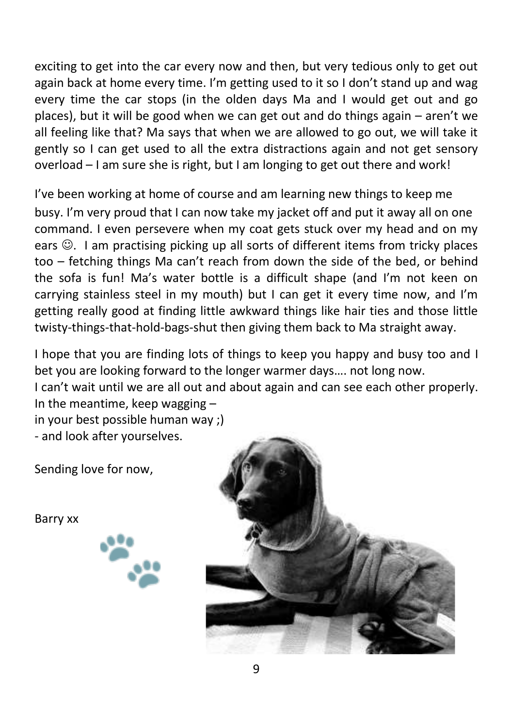exciting to get into the car every now and then, but very tedious only to get out again back at home every time. I'm getting used to it so I don't stand up and wag every time the car stops (in the olden days Ma and I would get out and go places), but it will be good when we can get out and do things again – aren't we all feeling like that? Ma says that when we are allowed to go out, we will take it gently so I can get used to all the extra distractions again and not get sensory overload – I am sure she is right, but I am longing to get out there and work!

I've been working at home of course and am learning new things to keep me busy. I'm very proud that I can now take my jacket off and put it away all on one command. I even persevere when my coat gets stuck over my head and on my ears ☺. I am practising picking up all sorts of different items from tricky places too – fetching things Ma can't reach from down the side of the bed, or behind the sofa is fun! Ma's water bottle is a difficult shape (and I'm not keen on carrying stainless steel in my mouth) but I can get it every time now, and I'm getting really good at finding little awkward things like hair ties and those little twisty-things-that-hold-bags-shut then giving them back to Ma straight away.

I hope that you are finding lots of things to keep you happy and busy too and I bet you are looking forward to the longer warmer days…. not long now.

I can't wait until we are all out and about again and can see each other properly.

In the meantime, keep wagging –
in your best possible human way ;)
- and look after yourselves.

Sending love for now,

Barry xx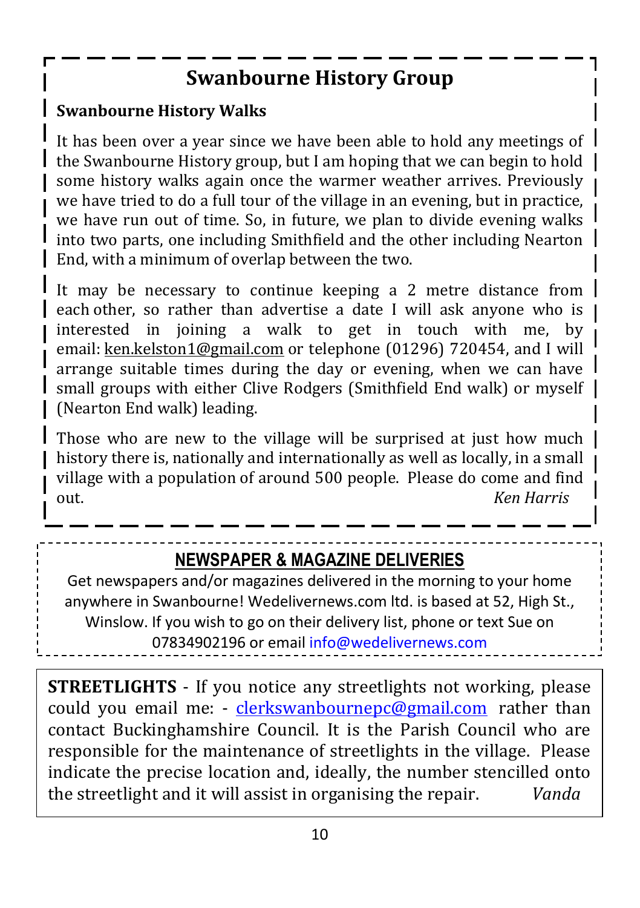## Swanbourne History Group

### Swanbourne History Walks

It has been over a year since we have been able to hold any meetings of the Swanbourne History group, but I am hoping that we can begin to hold some history walks again once the warmer weather arrives. Previously we have tried to do a full tour of the village in an evening, but in practice, we have run out of time. So, in future, we plan to divide evening walks into two parts, one including Smithfield and the other including Nearton End, with a minimum of overlap between the two.

It may be necessary to continue keeping a 2 metre distance from each other, so rather than advertise a date I will ask anyone who is interested in joining a walk to get in touch with me, by email: ken.kelston1@gmail.com or telephone (01296) 720454, and I will arrange suitable times during the day or evening, when we can have small groups with either Clive Rodgers (Smithfield End walk) or myself (Nearton End walk) leading.

Those who are new to the village will be surprised at just how much history there is, nationally and internationally as well as locally, in a small village with a population of around 500 people. Please do come and find out.

*Ken Harris*

---

## NEWSPAPER & MAGAZINE DELIVERIES

Get newspapers and/or magazines delivered in the morning to your home anywhere in Swanbourne! Wedelivernews.com ltd. is based at 52, High St., Winslow. If you wish to go on their delivery list, phone or text Sue on 07834902196 or email info@wedelivernews.com

---

**STREETLIGHTS** - If you notice any streetlights not working, please could you email me: - clerkswanbournepc@gmail.com rather than contact Buckinghamshire Council. It is the Parish Council who are responsible for the maintenance of streetlights in the village. Please indicate the precise location and, ideally, the number stencilled onto the streetlight and it will assist in organising the repair. *Vanda*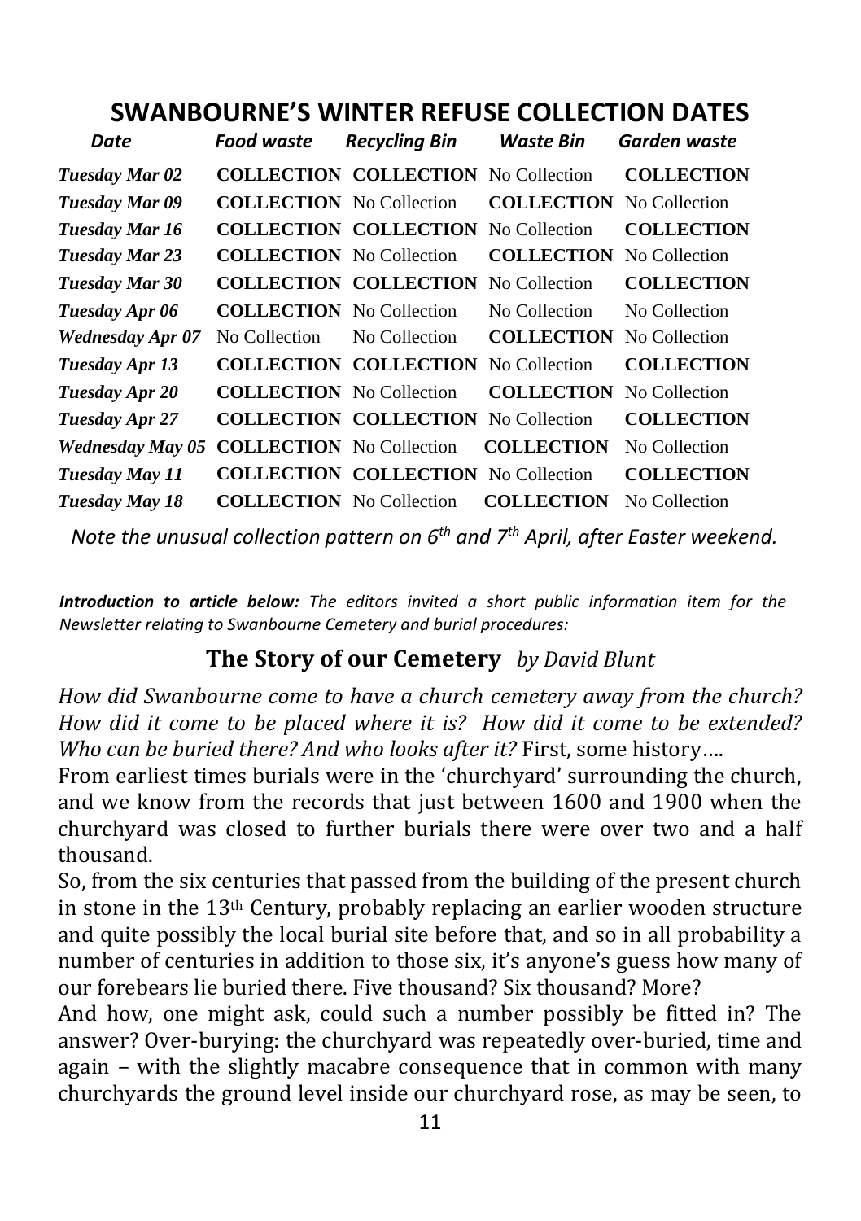## SWANBOURNE'S WINTER REFUSE COLLECTION DATES

| *Date* | *Food waste* | *Recycling Bin* | *Waste Bin* | *Garden waste* |
|---|---|---|---|---|
| *Tuesday Mar 02* | **COLLECTION** | **COLLECTION** | No Collection | **COLLECTION** |
| *Tuesday Mar 09* | **COLLECTION** | No Collection | **COLLECTION** | No Collection |
| *Tuesday Mar 16* | **COLLECTION** | **COLLECTION** | No Collection | **COLLECTION** |
| *Tuesday Mar 23* | **COLLECTION** | No Collection | **COLLECTION** | No Collection |
| *Tuesday Mar 30* | **COLLECTION** | **COLLECTION** | No Collection | **COLLECTION** |
| *Tuesday Apr 06* | **COLLECTION** | No Collection | No Collection | No Collection |
| *Wednesday Apr 07* | No Collection | No Collection | **COLLECTION** | No Collection |
| *Tuesday Apr 13* | **COLLECTION** | **COLLECTION** | No Collection | **COLLECTION** |
| *Tuesday Apr 20* | **COLLECTION** | No Collection | **COLLECTION** | No Collection |
| *Tuesday Apr 27* | **COLLECTION** | **COLLECTION** | No Collection | **COLLECTION** |
| *Wednesday May 05* | **COLLECTION** | No Collection | **COLLECTION** | No Collection |
| *Tuesday May 11* | **COLLECTION** | **COLLECTION** | No Collection | **COLLECTION** |
| *Tuesday May 18* | **COLLECTION** | No Collection | **COLLECTION** | No Collection |

*Note the unusual collection pattern on 6th and 7th April, after Easter weekend.*

***Introduction to article below:*** *The editors invited a short public information item for the Newsletter relating to Swanbourne Cemetery and burial procedures:*

### The Story of our Cemetery *by David Blunt*

*How did Swanbourne come to have a church cemetery away from the church? How did it come to be placed where it is? How did it come to be extended? Who can be buried there? And who looks after it?* First, some history….

From earliest times burials were in the 'churchyard' surrounding the church, and we know from the records that just between 1600 and 1900 when the churchyard was closed to further burials there were over two and a half thousand.

So, from the six centuries that passed from the building of the present church in stone in the 13th Century, probably replacing an earlier wooden structure and quite possibly the local burial site before that, and so in all probability a number of centuries in addition to those six, it's anyone's guess how many of our forebears lie buried there. Five thousand? Six thousand? More?

And how, one might ask, could such a number possibly be fitted in? The answer? Over-burying: the churchyard was repeatedly over-buried, time and again – with the slightly macabre consequence that in common with many churchyards the ground level inside our churchyard rose, as may be seen, to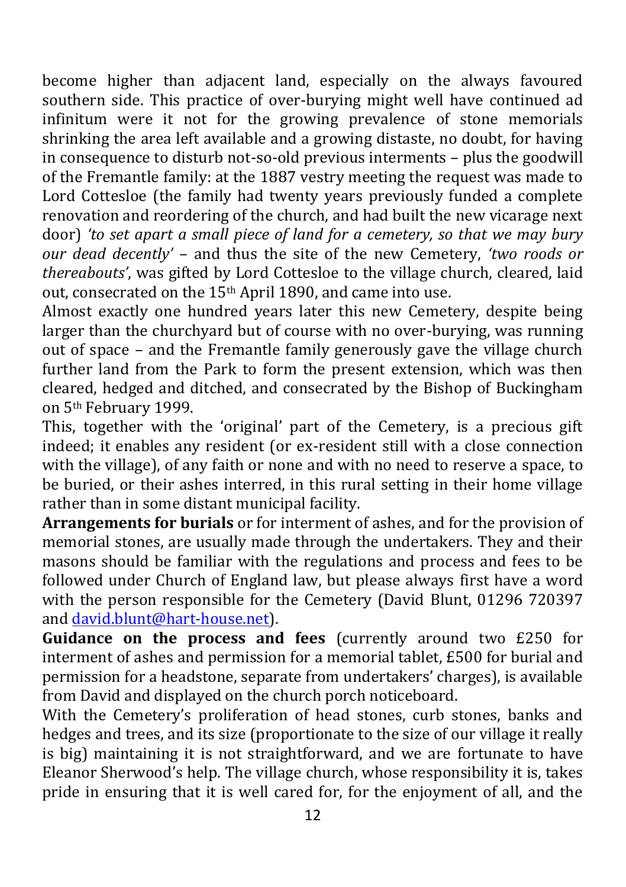become higher than adjacent land, especially on the always favoured southern side. This practice of over-burying might well have continued ad infinitum were it not for the growing prevalence of stone memorials shrinking the area left available and a growing distaste, no doubt, for having in consequence to disturb not-so-old previous interments – plus the goodwill of the Fremantle family: at the 1887 vestry meeting the request was made to Lord Cottesloe (the family had twenty years previously funded a complete renovation and reordering of the church, and had built the new vicarage next door) *'to set apart a small piece of land for a cemetery, so that we may bury our dead decently'* – and thus the site of the new Cemetery, *'two roods or thereabouts'*, was gifted by Lord Cottesloe to the village church, cleared, laid out, consecrated on the 15th April 1890, and came into use.

Almost exactly one hundred years later this new Cemetery, despite being larger than the churchyard but of course with no over-burying, was running out of space – and the Fremantle family generously gave the village church further land from the Park to form the present extension, which was then cleared, hedged and ditched, and consecrated by the Bishop of Buckingham on 5th February 1999.

This, together with the 'original' part of the Cemetery, is a precious gift indeed; it enables any resident (or ex-resident still with a close connection with the village), of any faith or none and with no need to reserve a space, to be buried, or their ashes interred, in this rural setting in their home village rather than in some distant municipal facility.

**Arrangements for burials** or for interment of ashes, and for the provision of memorial stones, are usually made through the undertakers. They and their masons should be familiar with the regulations and process and fees to be followed under Church of England law, but please always first have a word with the person responsible for the Cemetery (David Blunt, 01296 720397 and [david.blunt@hart-house.net](mailto:david.blunt@hart-house.net)).

**Guidance on the process and fees** (currently around two £250 for interment of ashes and permission for a memorial tablet, £500 for burial and permission for a headstone, separate from undertakers' charges), is available from David and displayed on the church porch noticeboard.

With the Cemetery's proliferation of head stones, curb stones, banks and hedges and trees, and its size (proportionate to the size of our village it really is big) maintaining it is not straightforward, and we are fortunate to have Eleanor Sherwood's help. The village church, whose responsibility it is, takes pride in ensuring that it is well cared for, for the enjoyment of all, and the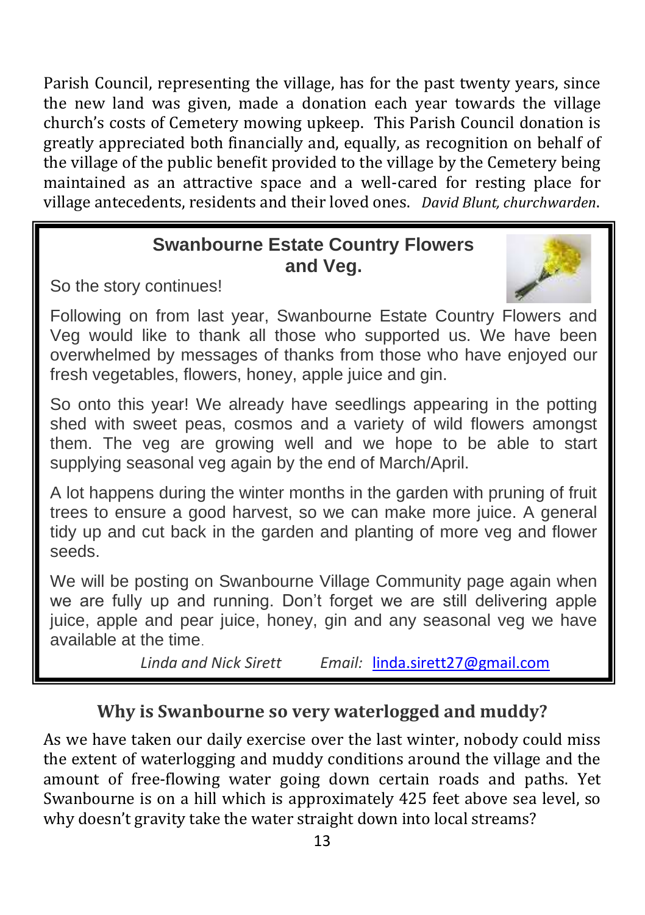Parish Council, representing the village, has for the past twenty years, since the new land was given, made a donation each year towards the village church's costs of Cemetery mowing upkeep. This Parish Council donation is greatly appreciated both financially and, equally, as recognition on behalf of the village of the public benefit provided to the village by the Cemetery being maintained as an attractive space and a well-cared for resting place for village antecedents, residents and their loved ones. *David Blunt, churchwarden*.

## Swanbourne Estate Country Flowers and Veg.

So the story continues!

Following on from last year, Swanbourne Estate Country Flowers and Veg would like to thank all those who supported us. We have been overwhelmed by messages of thanks from those who have enjoyed our fresh vegetables, flowers, honey, apple juice and gin.

So onto this year! We already have seedlings appearing in the potting shed with sweet peas, cosmos and a variety of wild flowers amongst them. The veg are growing well and we hope to be able to start supplying seasonal veg again by the end of March/April.

A lot happens during the winter months in the garden with pruning of fruit trees to ensure a good harvest, so we can make more juice. A general tidy up and cut back in the garden and planting of more veg and flower seeds.

We will be posting on Swanbourne Village Community page again when we are fully up and running. Don't forget we are still delivering apple juice, apple and pear juice, honey, gin and any seasonal veg we have available at the time.

*Linda and Nick Sirett* *Email:* linda.sirett27@gmail.com

## Why is Swanbourne so very waterlogged and muddy?

As we have taken our daily exercise over the last winter, nobody could miss the extent of waterlogging and muddy conditions around the village and the amount of free-flowing water going down certain roads and paths. Yet Swanbourne is on a hill which is approximately 425 feet above sea level, so why doesn't gravity take the water straight down into local streams?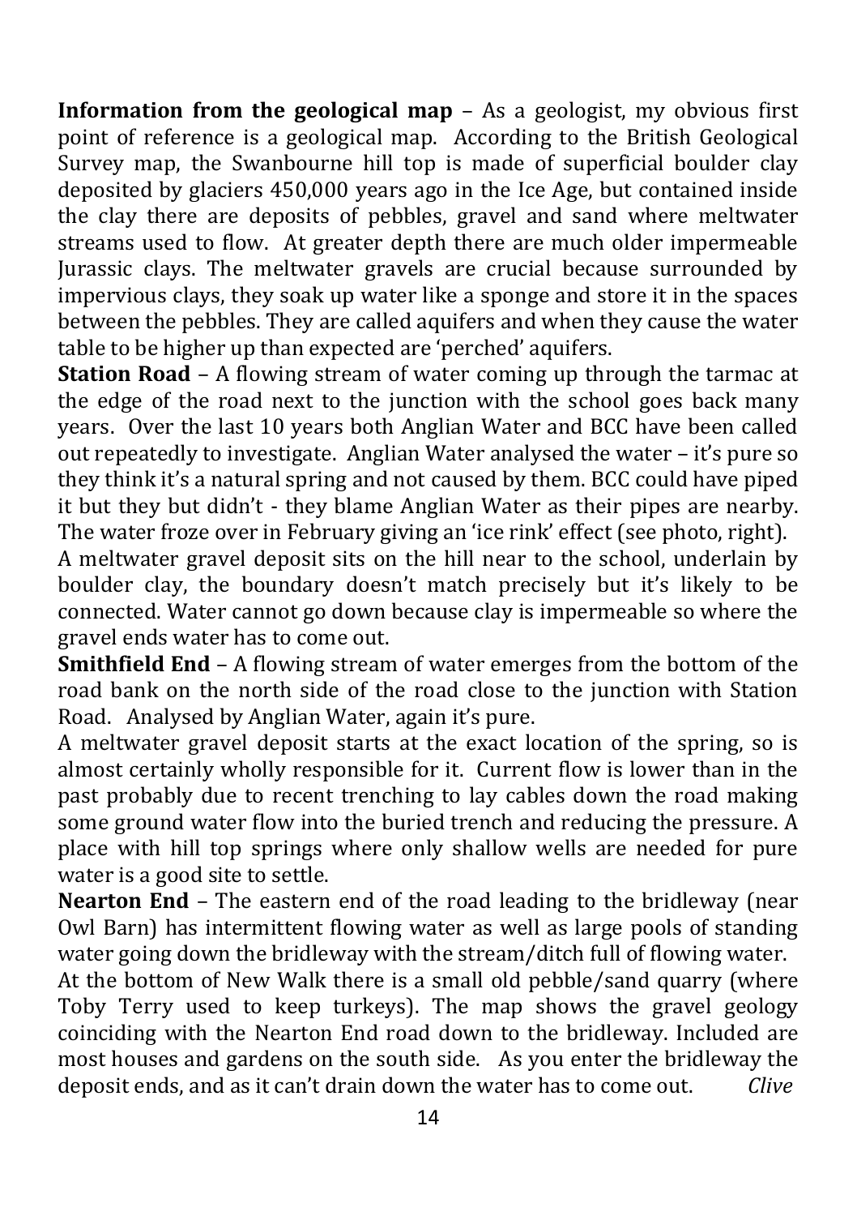**Information from the geological map** – As a geologist, my obvious first point of reference is a geological map. According to the British Geological Survey map, the Swanbourne hill top is made of superficial boulder clay deposited by glaciers 450,000 years ago in the Ice Age, but contained inside the clay there are deposits of pebbles, gravel and sand where meltwater streams used to flow. At greater depth there are much older impermeable Jurassic clays. The meltwater gravels are crucial because surrounded by impervious clays, they soak up water like a sponge and store it in the spaces between the pebbles. They are called aquifers and when they cause the water table to be higher up than expected are 'perched' aquifers.

**Station Road** – A flowing stream of water coming up through the tarmac at the edge of the road next to the junction with the school goes back many years. Over the last 10 years both Anglian Water and BCC have been called out repeatedly to investigate. Anglian Water analysed the water – it's pure so they think it's a natural spring and not caused by them. BCC could have piped it but they but didn't - they blame Anglian Water as their pipes are nearby. The water froze over in February giving an 'ice rink' effect (see photo, right).

A meltwater gravel deposit sits on the hill near to the school, underlain by boulder clay, the boundary doesn't match precisely but it's likely to be connected. Water cannot go down because clay is impermeable so where the gravel ends water has to come out.

**Smithfield End** – A flowing stream of water emerges from the bottom of the road bank on the north side of the road close to the junction with Station Road. Analysed by Anglian Water, again it's pure.

A meltwater gravel deposit starts at the exact location of the spring, so is almost certainly wholly responsible for it. Current flow is lower than in the past probably due to recent trenching to lay cables down the road making some ground water flow into the buried trench and reducing the pressure. A place with hill top springs where only shallow wells are needed for pure water is a good site to settle.

**Nearton End** – The eastern end of the road leading to the bridleway (near Owl Barn) has intermittent flowing water as well as large pools of standing water going down the bridleway with the stream/ditch full of flowing water.

At the bottom of New Walk there is a small old pebble/sand quarry (where Toby Terry used to keep turkeys). The map shows the gravel geology coinciding with the Nearton End road down to the bridleway. Included are most houses and gardens on the south side. As you enter the bridleway the deposit ends, and as it can't drain down the water has to come out. *Clive*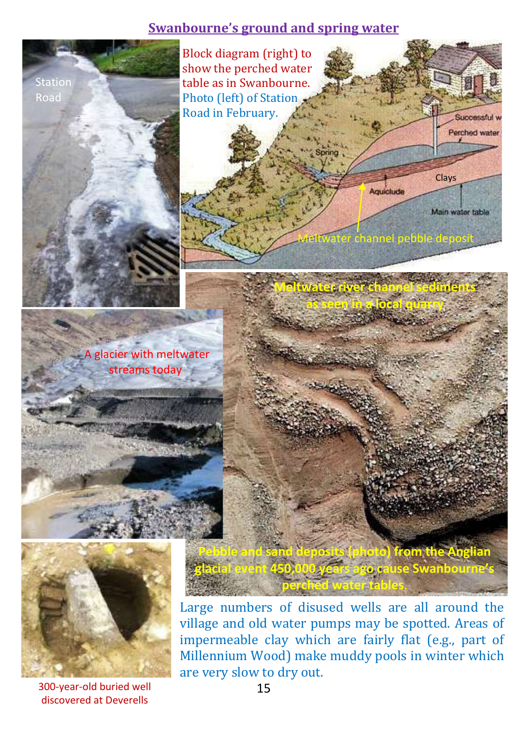## Swanbourne's ground and spring water

Block diagram (right) to show the perched water table as in Swanbourne. Photo (left) of Station Road in February.

A glacier with meltwater streams today

Meltwater river channel sediments as seen in a local quarry

Pebble and sand deposits (photo) from the Anglian glacial event 450,000 years ago cause Swanbourne's perched water tables.

Large numbers of disused wells are all around the village and old water pumps may be spotted. Areas of impermeable clay which are fairly flat (e.g., part of Millennium Wood) make muddy pools in winter which are very slow to dry out.

300-year-old buried well discovered at Deverells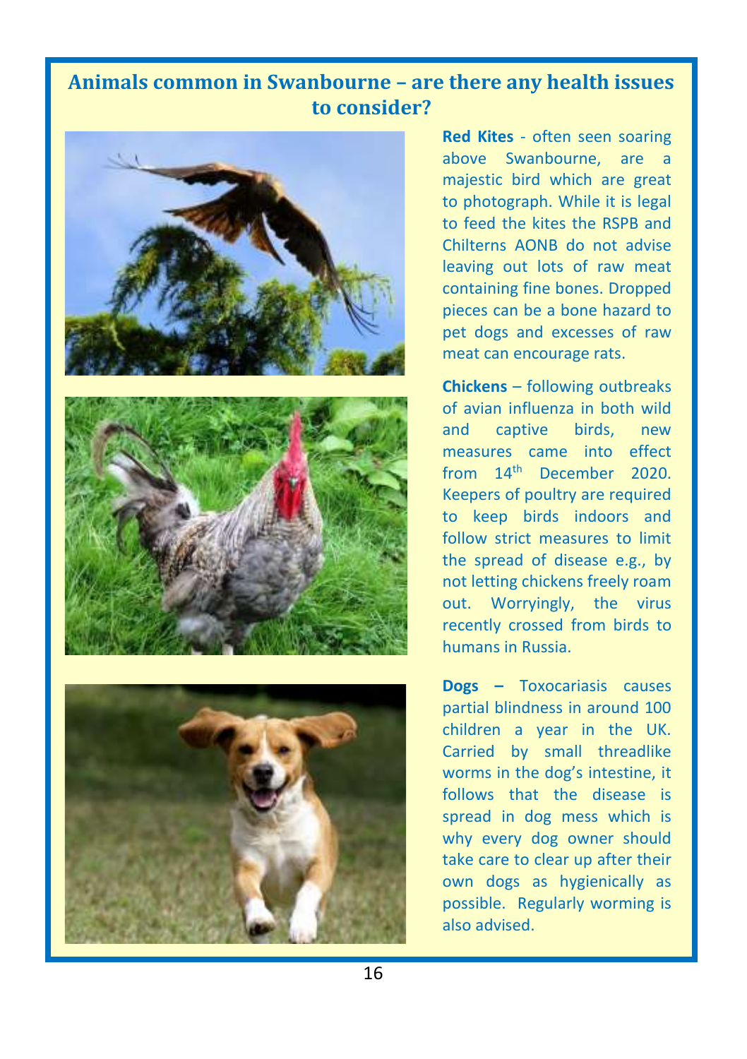## Animals common in Swanbourne – are there any health issues to consider?

**Red Kites** - often seen soaring above Swanbourne, are a majestic bird which are great to photograph. While it is legal to feed the kites the RSPB and Chilterns AONB do not advise leaving out lots of raw meat containing fine bones. Dropped pieces can be a bone hazard to pet dogs and excesses of raw meat can encourage rats.

**Chickens** – following outbreaks of avian influenza in both wild and captive birds, new measures came into effect from 14th December 2020. Keepers of poultry are required to keep birds indoors and follow strict measures to limit the spread of disease e.g., by not letting chickens freely roam out. Worryingly, the virus recently crossed from birds to humans in Russia.

**Dogs –** Toxocariasis causes partial blindness in around 100 children a year in the UK. Carried by small threadlike worms in the dog's intestine, it follows that the disease is spread in dog mess which is why every dog owner should take care to clear up after their own dogs as hygienically as possible. Regularly worming is also advised.